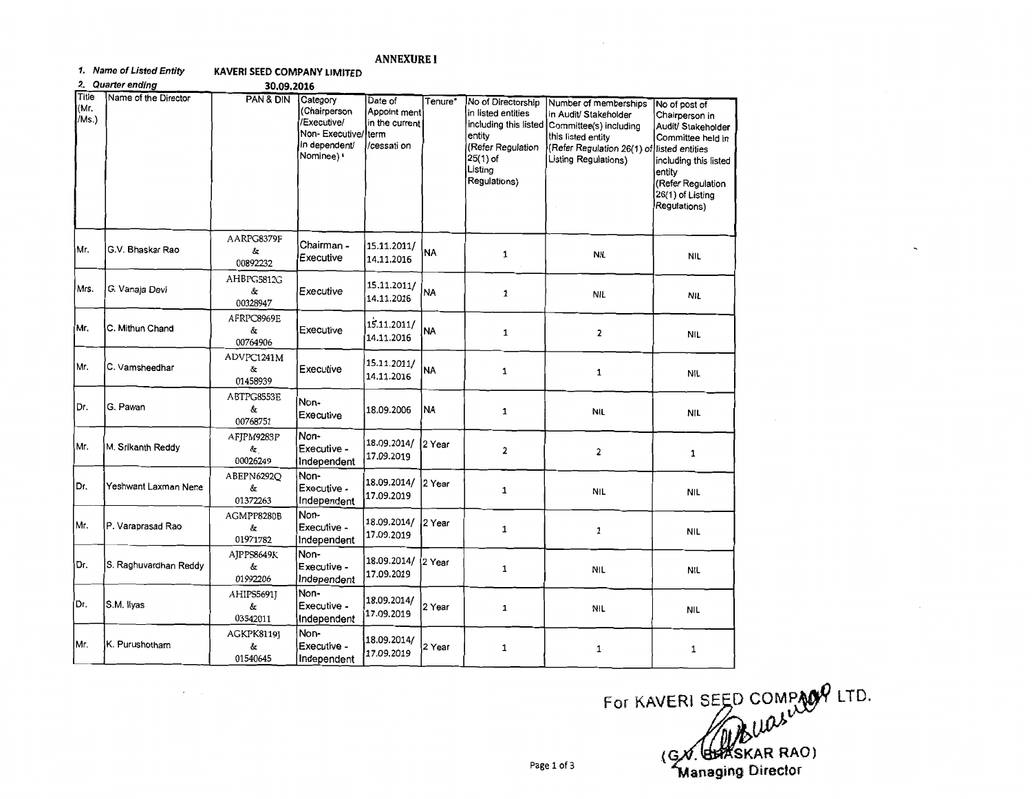**ANNEXURE I**

*1. Name of Listed Entity* **KAVERI SEED COMPANY LIMITED**

*2. Quarter ending* **30.09.2016**

| Title (Mr. /Ms.) | Name of the Director | PAN & DIN | Category (Chairperson /Executive/ Non- Executive/ in dependent/ Nominee) ₁ | Date of Appoint ment in the current term /cessati on | Tenure* | No of Directorship in listed entities including this listed entity (Refer Regulation 25(1) of Listing Regulations) | Number of memberships in Audit/ Stakeholder Committee(s) including this listed entity (Refer Regulation 26(1) of Listing Regulations) | No of post of Chairperson in Audit/ Stakeholder Committee held in listed entities including this listed entity (Refer Regulation 26(1) of Listing Regulations) |
|---|---|---|---|---|---|---|---|---|
| Mr. | G.V. Bhaskar Rao | AARPG8379F & 00892232 | Chairman - Executive | 15.11.2011/ 14.11.2016 | NA | 1 | NIL | NIL |
| Mrs. | G. Vanaja Devi | AHBPG5812G & 00328947 | Executive | 15.11.2011/ 14.11.2016 | NA | 1 | NIL | NIL |
| Mr. | C. Mithun Chand | AFRPC8969E & 00764906 | Executive | 15.11.2011/ 14.11.2016 | NA | 1 | 2 | NIL |
| Mr. | C. Vamsheedhar | ADVPC1241M & 01458939 | Executive | 15.11.2011/ 14.11.2016 | NA | 1 | 1 | NIL |
| Dr. | G. Pawan | ABTPG8553E & 00768751 | Non- Executive | 18.09.2006 | NA | 1 | NIL | NIL |
| Mr. | M. Srikanth Reddy | AFJPM9283P & 00026249 | Non- Executive - Independent | 18.09.2014/ 17.09.2019 | 2 Year | 2 | 2 | 1 |
| Dr. | Yeshwant Laxman Nene | ABEPN6292Q & 01372263 | Non- Executive - Independent | 18.09.2014/ 17.09.2019 | 2 Year | 1 | NIL | NIL |
| Mr. | P. Varaprasad Rao | AGMPP8280B & 01971782 | Non- Executive - Independent | 18.09.2014/ 17.09.2019 | 2 Year | 1 | 1 | NIL |
| Dr. | S. Raghuvardhan Reddy | AJPPS8649K & 01992206 | Non- Executive - Independent | 18.09.2014/ 17.09.2019 | 2 Year | 1 | NIL | NIL |
| Dr. | S.M. Ilyas | AHIPS5691J & 03542011 | Non- Executive - Independent | 18.09.2014/ 17.09.2019 | 2 Year | 1 | NIL | NIL |
| Mr. | K. Purushotham | AGKPK8119J & 01540645 | Non- Executive - Independent | 18.09.2014/ 17.09.2019 | 2 Year | 1 | 1 | 1 |

For KAVERI SEED COMPANY LTD.

(G.V. BHASKAR RAO)
Managing Director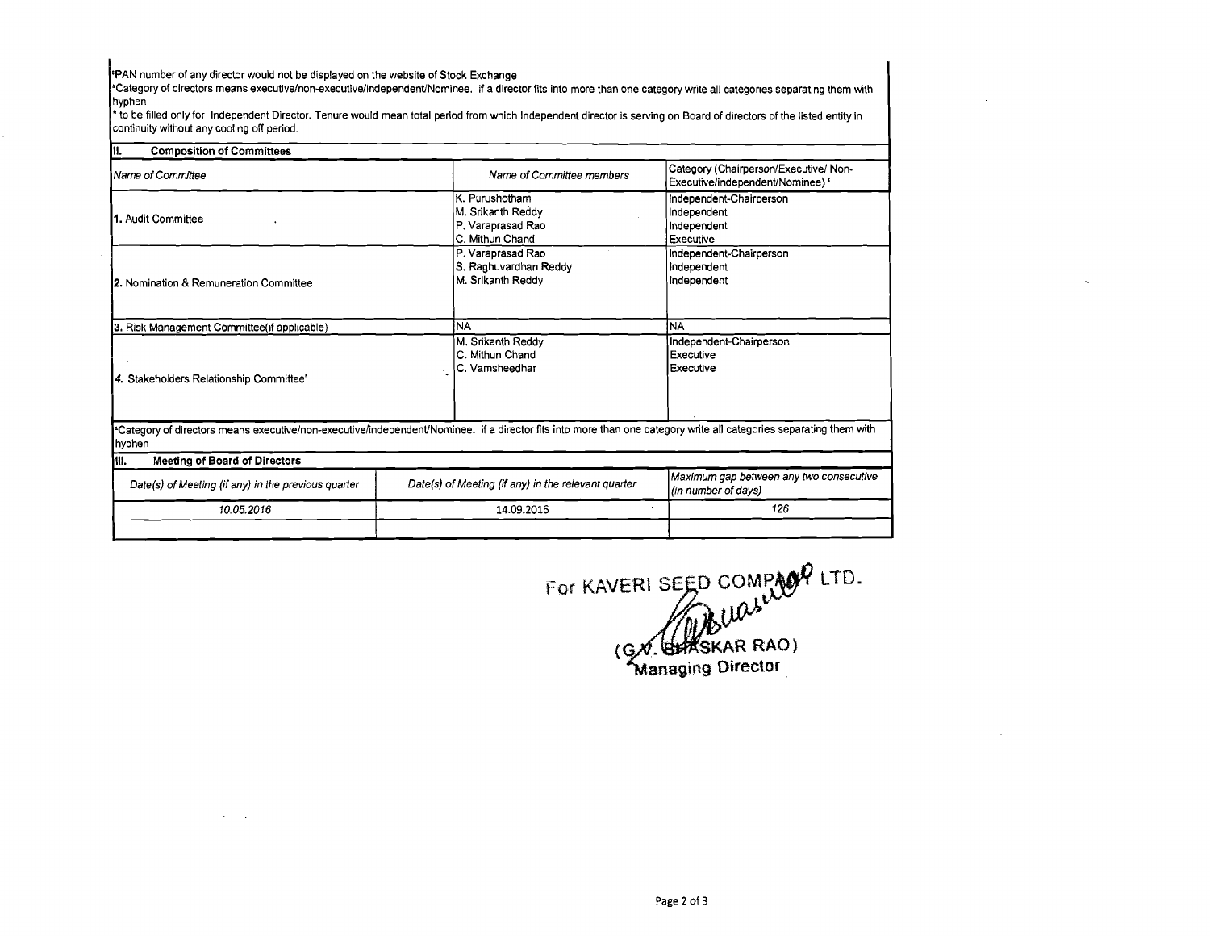[5]PAN number of any director would not be displayed on the website of Stock Exchange

[a]Category of directors means executive/non-executive/independent/Nominee. if a director fits into more than one category write all categories separating them with hyphen

[a] to be filled only for Independent Director. Tenure would mean total period from which Independent director is serving on Board of directors of the listed entity in continuity without any cooling off period.

## II. Composition of Committees

| Name of Committee | Name of Committee members | Category (Chairperson/Executive/ Non-Executive/independent/Nominee) [5] |
|---|---|---|
| 1. Audit Committee | K. Purushotham<br>M. Srikanth Reddy<br>P. Varaprasad Rao<br>C. Mithun Chand | Independent-Chairperson<br>Independent<br>Independent<br>Executive |
| 2. Nomination & Remuneration Committee | P. Varaprasad Rao<br>S. Raghuvardhan Reddy<br>M. Srikanth Reddy | Independent-Chairperson<br>Independent<br>Independent |
| 3. Risk Management Committee(if applicable) | NA | NA |
| 4. Stakeholders Relationship Committee' | M. Srikanth Reddy<br>C. Mithun Chand<br>C. Vamsheedhar | Independent-Chairperson<br>Executive<br>Executive |

[a]Category of directors means executive/non-executive/independent/Nominee. if a director fits into more than one category write all categories separating them with hyphen

## III. Meeting of Board of Directors

| Date(s) of Meeting (if any) in the previous quarter | Date(s) of Meeting (if any) in the relevant quarter | Maximum gap between any two consecutive (in number of days) |
|---|---|---|
| 10.05.2016 | 14.09.2016 | 126 |
| | | |

For KAVERI SEED COMPANY LTD.

(G.V. BHASKAR RAO)
Managing Director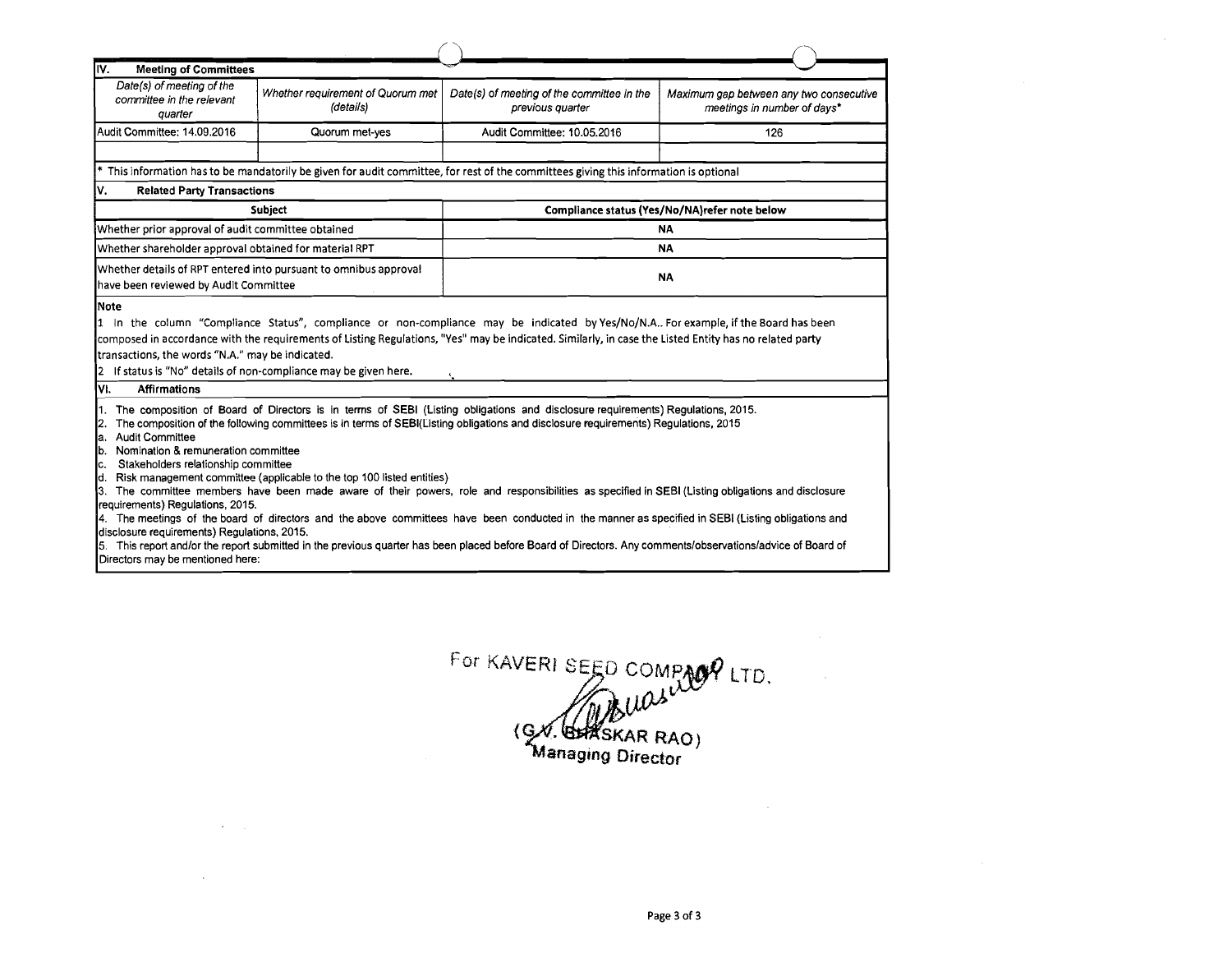## IV. Meeting of Committees

| *Date(s) of meeting of the committee in the relevant quarter* | *Whether requirement of Quorum met (details)* | *Date(s) of meeting of the committee in the previous quarter* | *Maximum gap between any two consecutive meetings in number of days** |
|---|---|---|---|
| Audit Committee: 14.09.2016 | Quorum met-yes | Audit Committee: 10.05.2016 | 126 |
| | | | |

* This information has to be mandatorily be given for audit committee, for rest of the committees giving this information is optional

## V. Related Party Transactions

| Subject | Compliance status (Yes/No/NA)refer note below |
|---|---|
| Whether prior approval of audit committee obtained | NA |
| Whether shareholder approval obtained for material RPT | NA |
| Whether details of RPT entered into pursuant to omnibus approval have been reviewed by Audit Committee | NA |

**Note**

1 In the column "Compliance Status", compliance or non-compliance may be indicated by Yes/No/N.A.. For example, if the Board has been composed in accordance with the requirements of Listing Regulations, "Yes" may be indicated. Similarly, in case the Listed Entity has no related party transactions, the words "N.A." may be indicated.

2 If status is "No" details of non-compliance may be given here.

## VI. Affirmations

1. The composition of Board of Directors is in terms of SEBI (Listing obligations and disclosure requirements) Regulations, 2015.
2. The composition of the following committees is in terms of SEBI(Listing obligations and disclosure requirements) Regulations, 2015
   a. Audit Committee
   b. Nomination & remuneration committee
   c. Stakeholders relationship committee
   d. Risk management committee (applicable to the top 100 listed entities)
3. The committee members have been made aware of their powers, role and responsibilities as specified in SEBI (Listing obligations and disclosure requirements) Regulations, 2015.
4. The meetings of the board of directors and the above committees have been conducted in the manner as specified in SEBI (Listing obligations and disclosure requirements) Regulations, 2015.
5. This report and/or the report submitted in the previous quarter has been placed before Board of Directors. Any comments/observations/advice of Board of Directors may be mentioned here:

For KAVERI SEED COMPANY LTD.

(G.V. BHASKAR RAO)
Managing Director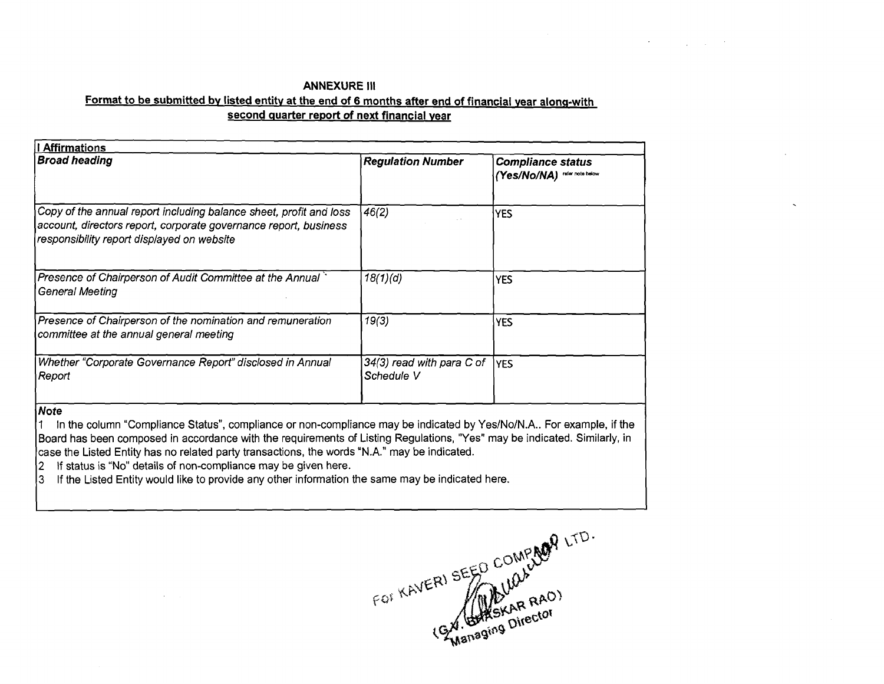**ANNEXURE III**

**Format to be submitted by listed entity at the end of 6 months after end of financial year along-with second quarter report of next financial year**

| I Affirmations | | |
|---|---|---|
| ***Broad heading*** | ***Regulation Number*** | ***Compliance status (Yes/No/NA)*** refer note below |
| *Copy of the annual report including balance sheet, profit and loss account, directors report, corporate governance report, business responsibility report displayed on website* | *46(2)* | YES |
| *Presence of Chairperson of Audit Committee at the Annual General Meeting* | *18(1)(d)* | YES |
| *Presence of Chairperson of the nomination and remuneration committee at the annual general meeting* | *19(3)* | YES |
| *Whether "Corporate Governance Report" disclosed in Annual Report* | *34(3) read with para C of Schedule V* | YES |

***Note***

1 In the column "Compliance Status", compliance or non-compliance may be indicated by Yes/No/N.A.. For example, if the Board has been composed in accordance with the requirements of Listing Regulations, "Yes" may be indicated. Similarly, in case the Listed Entity has no related party transactions, the words "N.A." may be indicated.

2 If status is "No" details of non-compliance may be given here.

3 If the Listed Entity would like to provide any other information the same may be indicated here.

For KAVERI SEED COMPANY LTD.

(G.V. BHASKAR RAO)
Managing Director